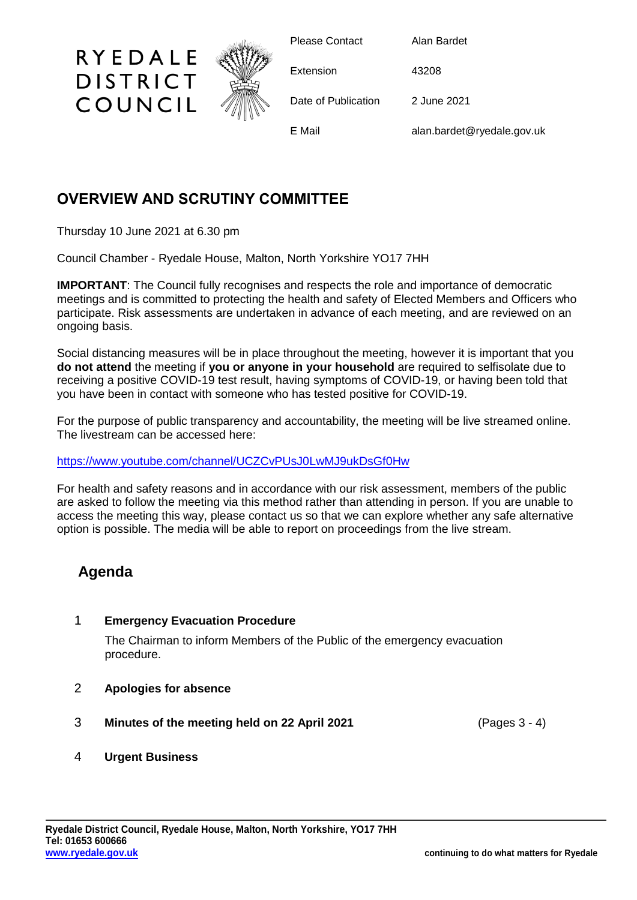RYEDALE DISTRICT COUNCIL

| | |
|---|---|
| Please Contact | Alan Bardet |
| Extension | 43208 |
| Date of Publication | 2 June 2021 |
| E Mail | alan.bardet@ryedale.gov.uk |

## OVERVIEW AND SCRUTINY COMMITTEE

Thursday 10 June 2021 at 6.30 pm

Council Chamber - Ryedale House, Malton, North Yorkshire YO17 7HH

**IMPORTANT**: The Council fully recognises and respects the role and importance of democratic meetings and is committed to protecting the health and safety of Elected Members and Officers who participate. Risk assessments are undertaken in advance of each meeting, and are reviewed on an ongoing basis.

Social distancing measures will be in place throughout the meeting, however it is important that you **do not attend** the meeting if **you or anyone in your household** are required to selfisolate due to receiving a positive COVID-19 test result, having symptoms of COVID-19, or having been told that you have been in contact with someone who has tested positive for COVID-19.

For the purpose of public transparency and accountability, the meeting will be live streamed online. The livestream can be accessed here:

https://www.youtube.com/channel/UCZCvPUsJ0LwMJ9ukDsGf0Hw

For health and safety reasons and in accordance with our risk assessment, members of the public are asked to follow the meeting via this method rather than attending in person. If you are unable to access the meeting this way, please contact us so that we can explore whether any safe alternative option is possible. The media will be able to report on proceedings from the live stream.

## Agenda

1 **Emergency Evacuation Procedure**

The Chairman to inform Members of the Public of the emergency evacuation procedure.

2 **Apologies for absence**

3 **Minutes of the meeting held on 22 April 2021** (Pages 3 - 4)

4 **Urgent Business**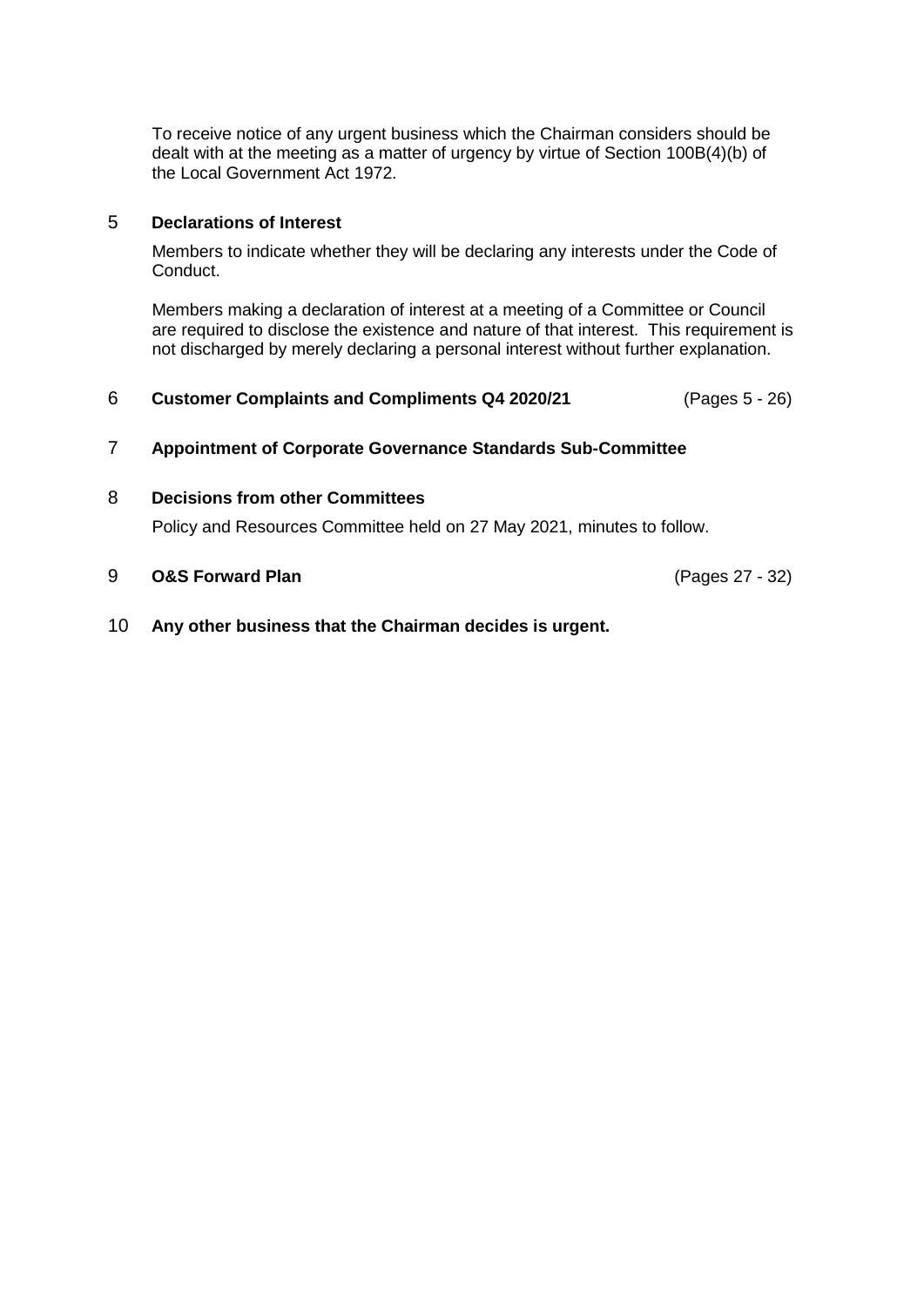To receive notice of any urgent business which the Chairman considers should be dealt with at the meeting as a matter of urgency by virtue of Section 100B(4)(b) of the Local Government Act 1972.

5 **Declarations of Interest**

Members to indicate whether they will be declaring any interests under the Code of Conduct.

Members making a declaration of interest at a meeting of a Committee or Council are required to disclose the existence and nature of that interest. This requirement is not discharged by merely declaring a personal interest without further explanation.

6 **Customer Complaints and Compliments Q4 2020/21** (Pages 5 - 26)

7 **Appointment of Corporate Governance Standards Sub-Committee**

8 **Decisions from other Committees**

Policy and Resources Committee held on 27 May 2021, minutes to follow.

9 **O&S Forward Plan** (Pages 27 - 32)

10 **Any other business that the Chairman decides is urgent.**